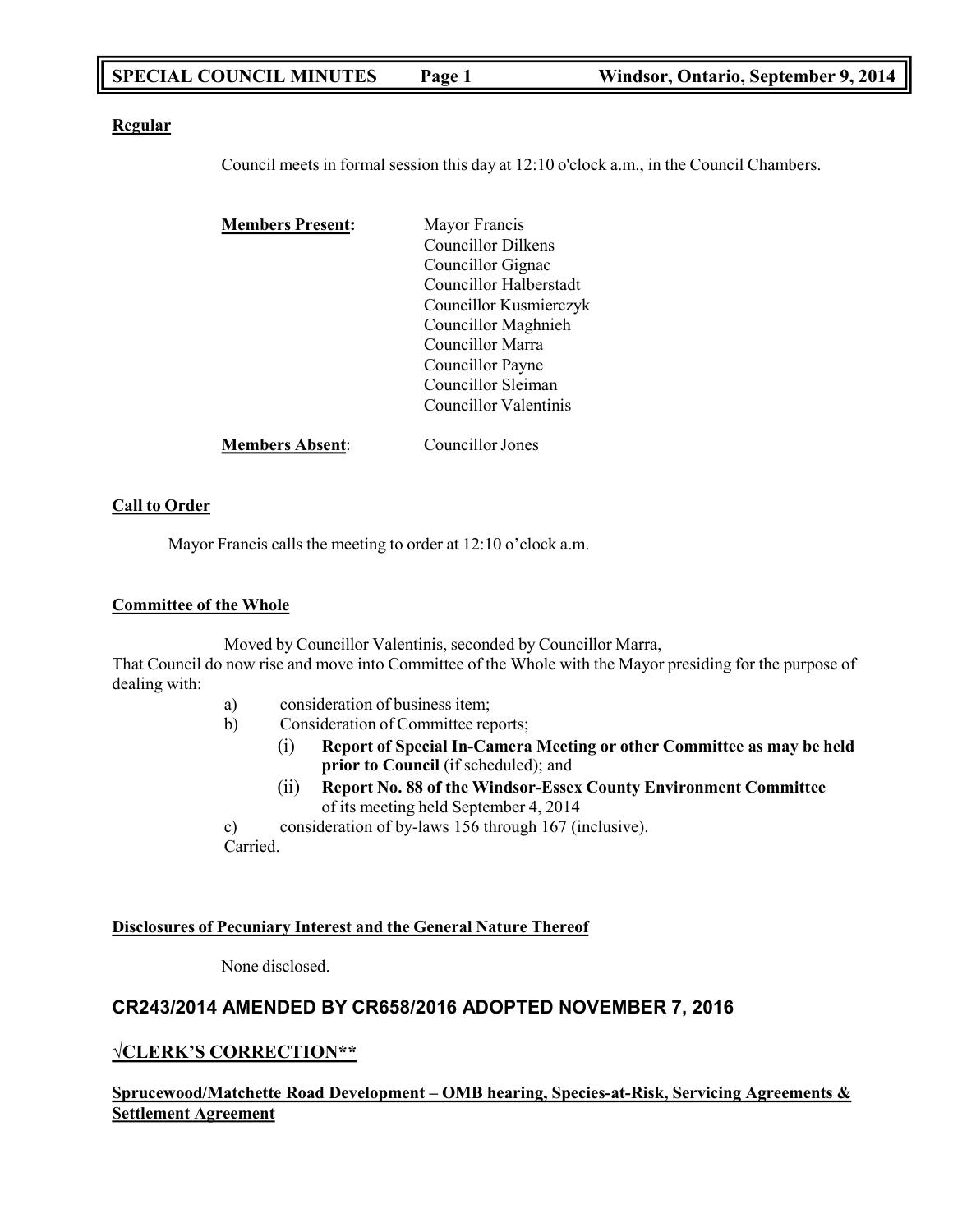**SPECIAL COUNCIL MINUTES    Page 1    Windsor, Ontario, September 9, 2014**

**Regular**

Council meets in formal session this day at 12:10 o'clock a.m., in the Council Chambers.

**Members Present:**
Mayor Francis
Councillor Dilkens
Councillor Gignac
Councillor Halberstadt
Councillor Kusmierczyk
Councillor Maghnieh
Councillor Marra
Councillor Payne
Councillor Sleiman
Councillor Valentinis

**Members Absent**: Councillor Jones

**Call to Order**

Mayor Francis calls the meeting to order at 12:10 o'clock a.m.

**Committee of the Whole**

Moved by Councillor Valentinis, seconded by Councillor Marra,
That Council do now rise and move into Committee of the Whole with the Mayor presiding for the purpose of dealing with:

a) consideration of business item;
b) Consideration of Committee reports;
   (i) **Report of Special In-Camera Meeting or other Committee as may be held prior to Council** (if scheduled); and
   (ii) **Report No. 88 of the Windsor-Essex County Environment Committee** of its meeting held September 4, 2014
c) consideration of by-laws 156 through 167 (inclusive).

Carried.

**Disclosures of Pecuniary Interest and the General Nature Thereof**

None disclosed.

## CR243/2014 AMENDED BY CR658/2016 ADOPTED NOVEMBER 7, 2016

## √CLERK'S CORRECTION**

**Sprucewood/Matchette Road Development – OMB hearing, Species-at-Risk, Servicing Agreements & Settlement Agreement**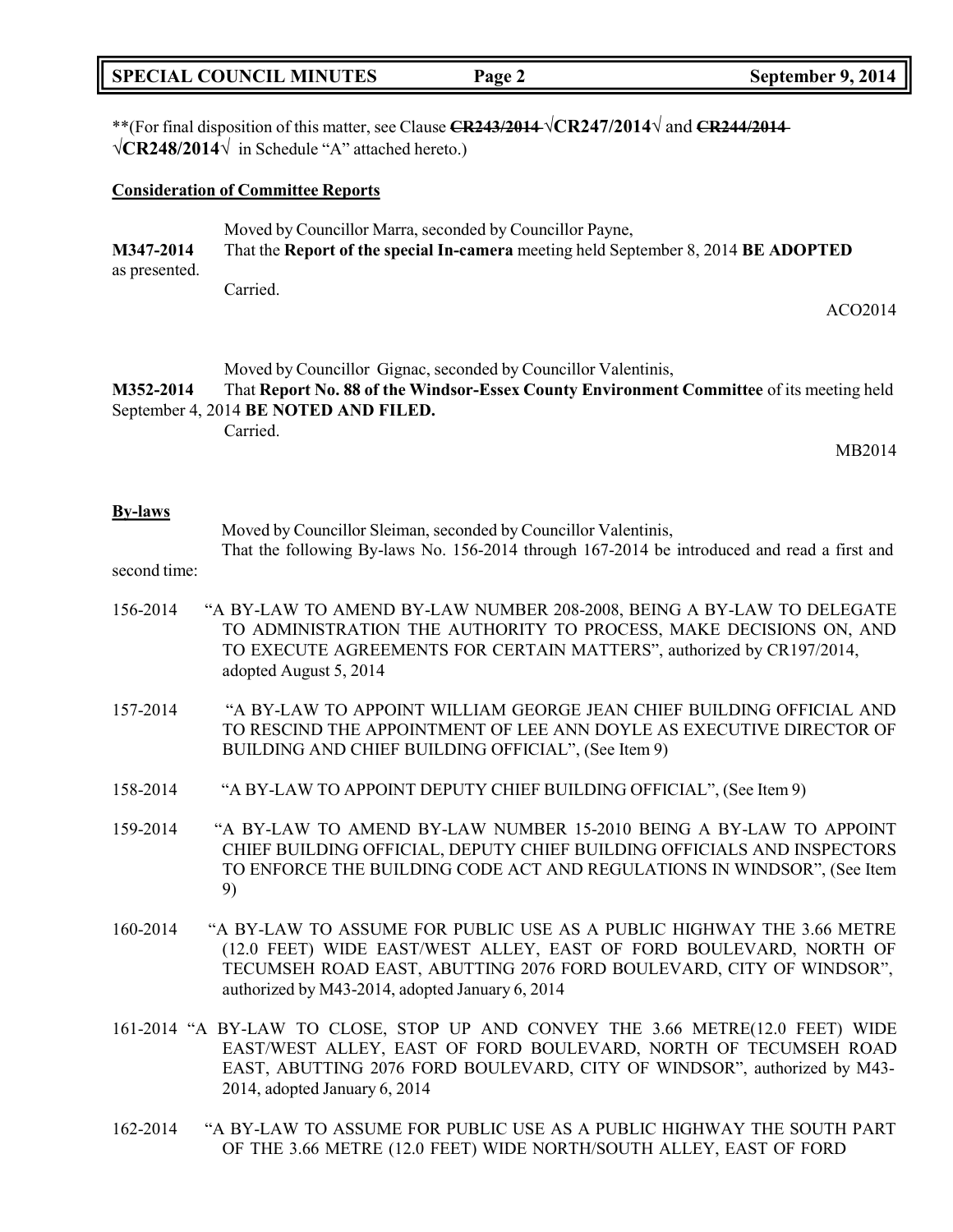**(For final disposition of this matter, see Clause ~~CR243/2014~~ √**CR247/2014**√ and ~~CR244/2014~~ √**CR248/2014**√ in Schedule "A" attached hereto.)

**Consideration of Committee Reports**

Moved by Councillor Marra, seconded by Councillor Payne,

**M347-2014** That the **Report of the special In-camera** meeting held September 8, 2014 **BE ADOPTED** as presented.

Carried.

ACO2014

Moved by Councillor Gignac, seconded by Councillor Valentinis,

**M352-2014** That **Report No. 88 of the Windsor-Essex County Environment Committee** of its meeting held September 4, 2014 **BE NOTED AND FILED.**

Carried.

MB2014

**By-laws**

Moved by Councillor Sleiman, seconded by Councillor Valentinis,

That the following By-laws No. 156-2014 through 167-2014 be introduced and read a first and second time:

156-2014 "A BY-LAW TO AMEND BY-LAW NUMBER 208-2008, BEING A BY-LAW TO DELEGATE TO ADMINISTRATION THE AUTHORITY TO PROCESS, MAKE DECISIONS ON, AND TO EXECUTE AGREEMENTS FOR CERTAIN MATTERS", authorized by CR197/2014, adopted August 5, 2014

157-2014 "A BY-LAW TO APPOINT WILLIAM GEORGE JEAN CHIEF BUILDING OFFICIAL AND TO RESCIND THE APPOINTMENT OF LEE ANN DOYLE AS EXECUTIVE DIRECTOR OF BUILDING AND CHIEF BUILDING OFFICIAL", (See Item 9)

158-2014 "A BY-LAW TO APPOINT DEPUTY CHIEF BUILDING OFFICIAL", (See Item 9)

159-2014 "A BY-LAW TO AMEND BY-LAW NUMBER 15-2010 BEING A BY-LAW TO APPOINT CHIEF BUILDING OFFICIAL, DEPUTY CHIEF BUILDING OFFICIALS AND INSPECTORS TO ENFORCE THE BUILDING CODE ACT AND REGULATIONS IN WINDSOR", (See Item 9)

160-2014 "A BY-LAW TO ASSUME FOR PUBLIC USE AS A PUBLIC HIGHWAY THE 3.66 METRE (12.0 FEET) WIDE EAST/WEST ALLEY, EAST OF FORD BOULEVARD, NORTH OF TECUMSEH ROAD EAST, ABUTTING 2076 FORD BOULEVARD, CITY OF WINDSOR", authorized by M43-2014, adopted January 6, 2014

161-2014 "A BY-LAW TO CLOSE, STOP UP AND CONVEY THE 3.66 METRE(12.0 FEET) WIDE EAST/WEST ALLEY, EAST OF FORD BOULEVARD, NORTH OF TECUMSEH ROAD EAST, ABUTTING 2076 FORD BOULEVARD, CITY OF WINDSOR", authorized by M43-2014, adopted January 6, 2014

162-2014 "A BY-LAW TO ASSUME FOR PUBLIC USE AS A PUBLIC HIGHWAY THE SOUTH PART OF THE 3.66 METRE (12.0 FEET) WIDE NORTH/SOUTH ALLEY, EAST OF FORD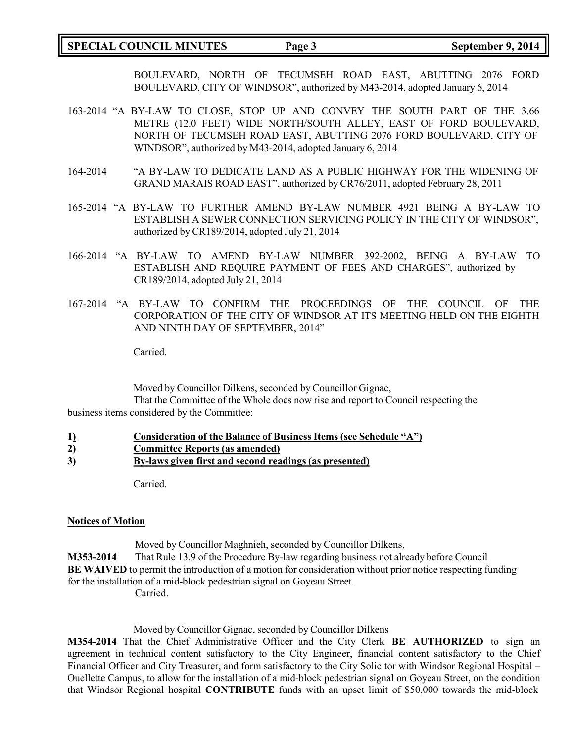BOULEVARD, NORTH OF TECUMSEH ROAD EAST, ABUTTING 2076 FORD BOULEVARD, CITY OF WINDSOR", authorized by M43-2014, adopted January 6, 2014

163-2014 "A BY-LAW TO CLOSE, STOP UP AND CONVEY THE SOUTH PART OF THE 3.66 METRE (12.0 FEET) WIDE NORTH/SOUTH ALLEY, EAST OF FORD BOULEVARD, NORTH OF TECUMSEH ROAD EAST, ABUTTING 2076 FORD BOULEVARD, CITY OF WINDSOR", authorized by M43-2014, adopted January 6, 2014

164-2014 "A BY-LAW TO DEDICATE LAND AS A PUBLIC HIGHWAY FOR THE WIDENING OF GRAND MARAIS ROAD EAST", authorized by CR76/2011, adopted February 28, 2011

165-2014 "A BY-LAW TO FURTHER AMEND BY-LAW NUMBER 4921 BEING A BY-LAW TO ESTABLISH A SEWER CONNECTION SERVICING POLICY IN THE CITY OF WINDSOR", authorized by CR189/2014, adopted July 21, 2014

166-2014 "A BY-LAW TO AMEND BY-LAW NUMBER 392-2002, BEING A BY-LAW TO ESTABLISH AND REQUIRE PAYMENT OF FEES AND CHARGES", authorized by CR189/2014, adopted July 21, 2014

167-2014 "A BY-LAW TO CONFIRM THE PROCEEDINGS OF THE COUNCIL OF THE CORPORATION OF THE CITY OF WINDSOR AT ITS MEETING HELD ON THE EIGHTH AND NINTH DAY OF SEPTEMBER, 2014"

Carried.

Moved by Councillor Dilkens, seconded by Councillor Gignac,

That the Committee of the Whole does now rise and report to Council respecting the business items considered by the Committee:

1) **Consideration of the Balance of Business Items (see Schedule "A")**
2) **Committee Reports (as amended)**
3) **By-laws given first and second readings (as presented)**

Carried.

**Notices of Motion**

Moved by Councillor Maghnieh, seconded by Councillor Dilkens,

**M353-2014** That Rule 13.9 of the Procedure By-law regarding business not already before Council **BE WAIVED** to permit the introduction of a motion for consideration without prior notice respecting funding for the installation of a mid-block pedestrian signal on Goyeau Street.

Carried.

Moved by Councillor Gignac, seconded by Councillor Dilkens

**M354-2014** That the Chief Administrative Officer and the City Clerk **BE AUTHORIZED** to sign an agreement in technical content satisfactory to the City Engineer, financial content satisfactory to the Chief Financial Officer and City Treasurer, and form satisfactory to the City Solicitor with Windsor Regional Hospital – Ouellette Campus, to allow for the installation of a mid-block pedestrian signal on Goyeau Street, on the condition that Windsor Regional hospital **CONTRIBUTE** funds with an upset limit of $50,000 towards the mid-block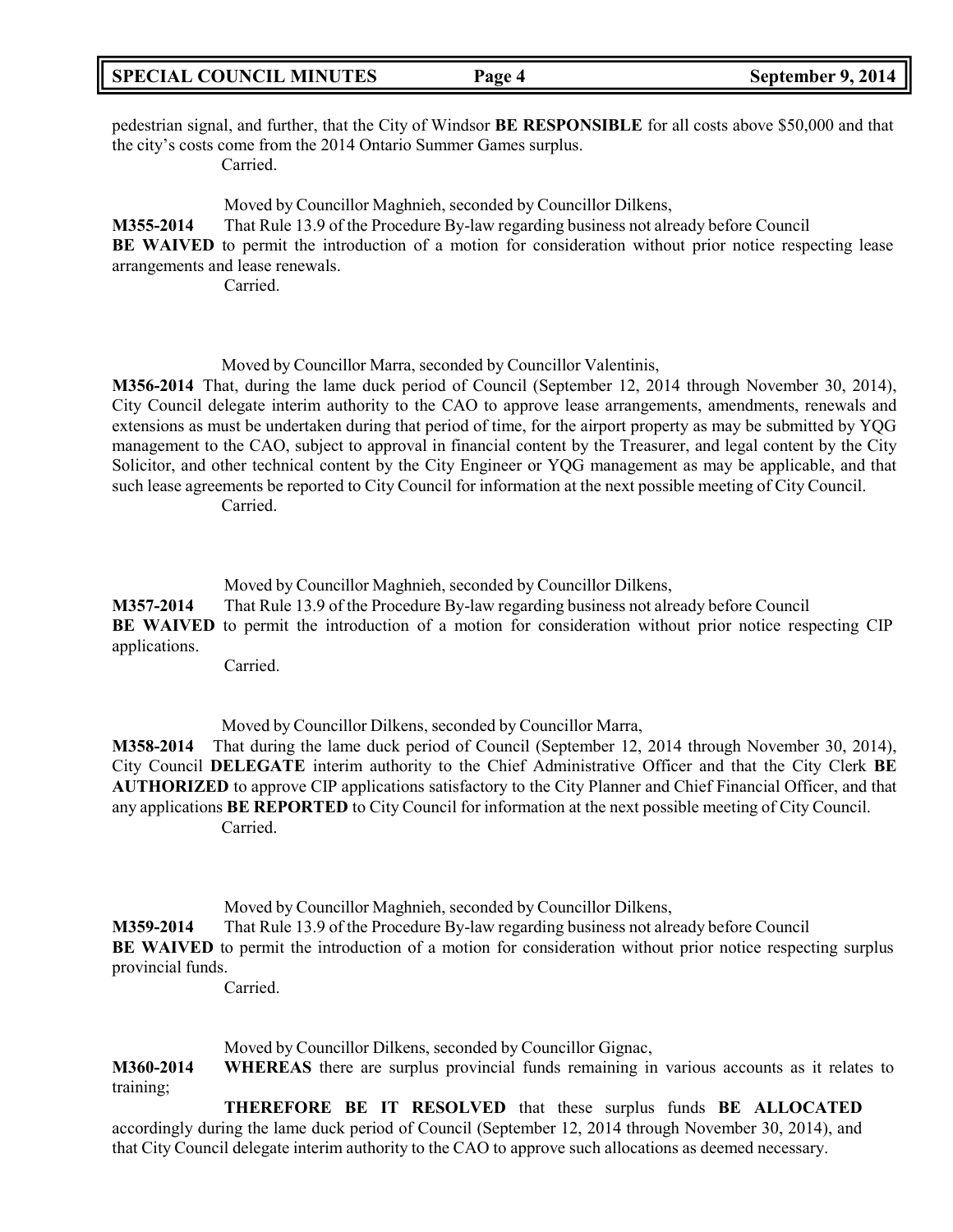pedestrian signal, and further, that the City of Windsor **BE RESPONSIBLE** for all costs above $50,000 and that the city's costs come from the 2014 Ontario Summer Games surplus.

Carried.

Moved by Councillor Maghnieh, seconded by Councillor Dilkens,

**M355-2014** That Rule 13.9 of the Procedure By-law regarding business not already before Council **BE WAIVED** to permit the introduction of a motion for consideration without prior notice respecting lease arrangements and lease renewals.

Carried.

Moved by Councillor Marra, seconded by Councillor Valentinis,

**M356-2014** That, during the lame duck period of Council (September 12, 2014 through November 30, 2014), City Council delegate interim authority to the CAO to approve lease arrangements, amendments, renewals and extensions as must be undertaken during that period of time, for the airport property as may be submitted by YQG management to the CAO, subject to approval in financial content by the Treasurer, and legal content by the City Solicitor, and other technical content by the City Engineer or YQG management as may be applicable, and that such lease agreements be reported to City Council for information at the next possible meeting of City Council.

Carried.

Moved by Councillor Maghnieh, seconded by Councillor Dilkens,

**M357-2014** That Rule 13.9 of the Procedure By-law regarding business not already before Council **BE WAIVED** to permit the introduction of a motion for consideration without prior notice respecting CIP applications.

Carried.

Moved by Councillor Dilkens, seconded by Councillor Marra,

**M358-2014** That during the lame duck period of Council (September 12, 2014 through November 30, 2014), City Council **DELEGATE** interim authority to the Chief Administrative Officer and that the City Clerk **BE AUTHORIZED** to approve CIP applications satisfactory to the City Planner and Chief Financial Officer, and that any applications **BE REPORTED** to City Council for information at the next possible meeting of City Council.

Carried.

Moved by Councillor Maghnieh, seconded by Councillor Dilkens,

**M359-2014** That Rule 13.9 of the Procedure By-law regarding business not already before Council **BE WAIVED** to permit the introduction of a motion for consideration without prior notice respecting surplus provincial funds.

Carried.

Moved by Councillor Dilkens, seconded by Councillor Gignac,

**M360-2014** **WHEREAS** there are surplus provincial funds remaining in various accounts as it relates to training;

**THEREFORE BE IT RESOLVED** that these surplus funds **BE ALLOCATED** accordingly during the lame duck period of Council (September 12, 2014 through November 30, 2014), and that City Council delegate interim authority to the CAO to approve such allocations as deemed necessary.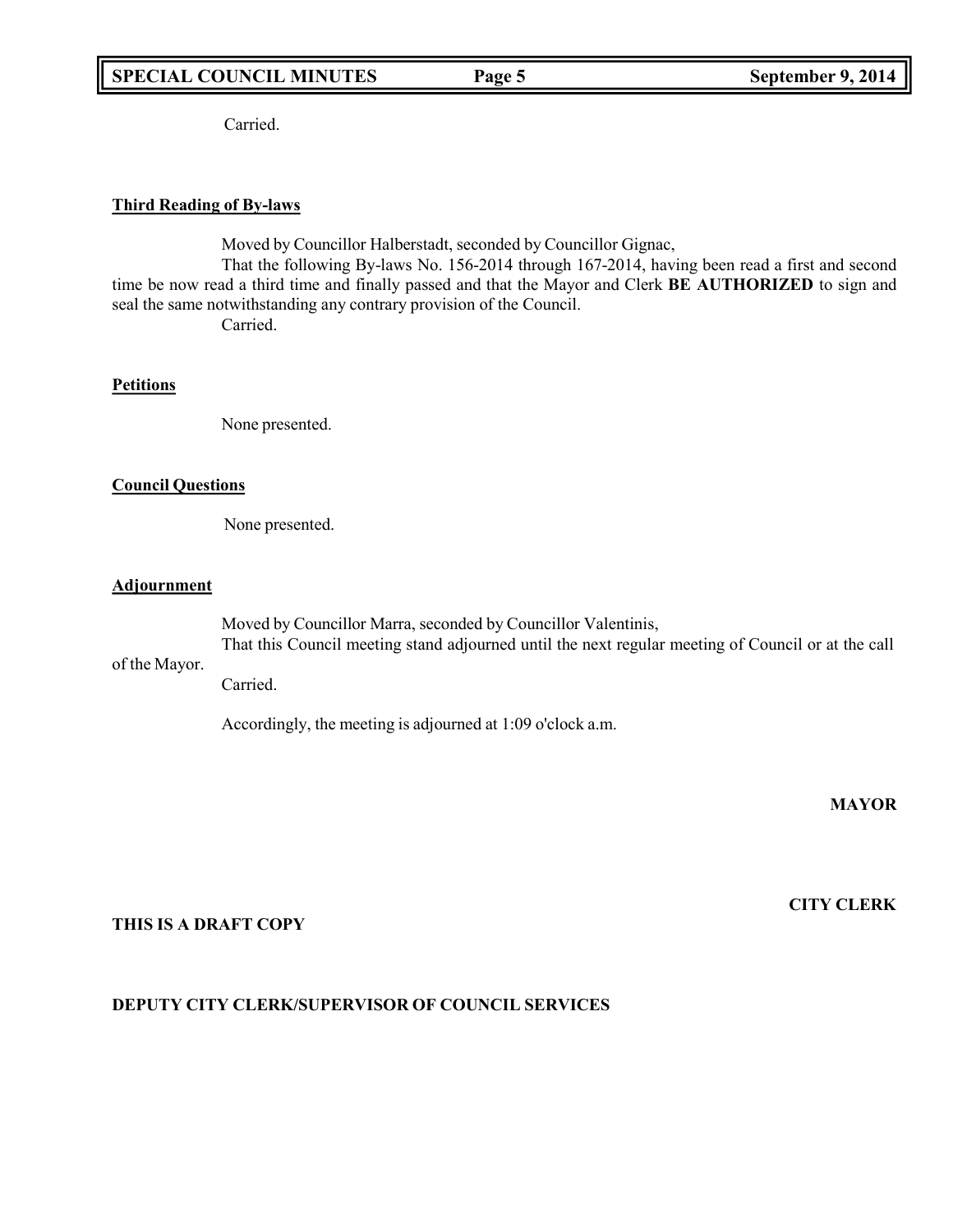Carried.

**Third Reading of By-laws**

Moved by Councillor Halberstadt, seconded by Councillor Gignac,

That the following By-laws No. 156-2014 through 167-2014, having been read a first and second time be now read a third time and finally passed and that the Mayor and Clerk **BE AUTHORIZED** to sign and seal the same notwithstanding any contrary provision of the Council.

Carried.

**Petitions**

None presented.

**Council Questions**

None presented.

**Adjournment**

Moved by Councillor Marra, seconded by Councillor Valentinis,

That this Council meeting stand adjourned until the next regular meeting of Council or at the call of the Mayor.

Carried.

Accordingly, the meeting is adjourned at 1:09 o'clock a.m.

**MAYOR**

**CITY CLERK**

**THIS IS A DRAFT COPY**

**DEPUTY CITY CLERK/SUPERVISOR OF COUNCIL SERVICES**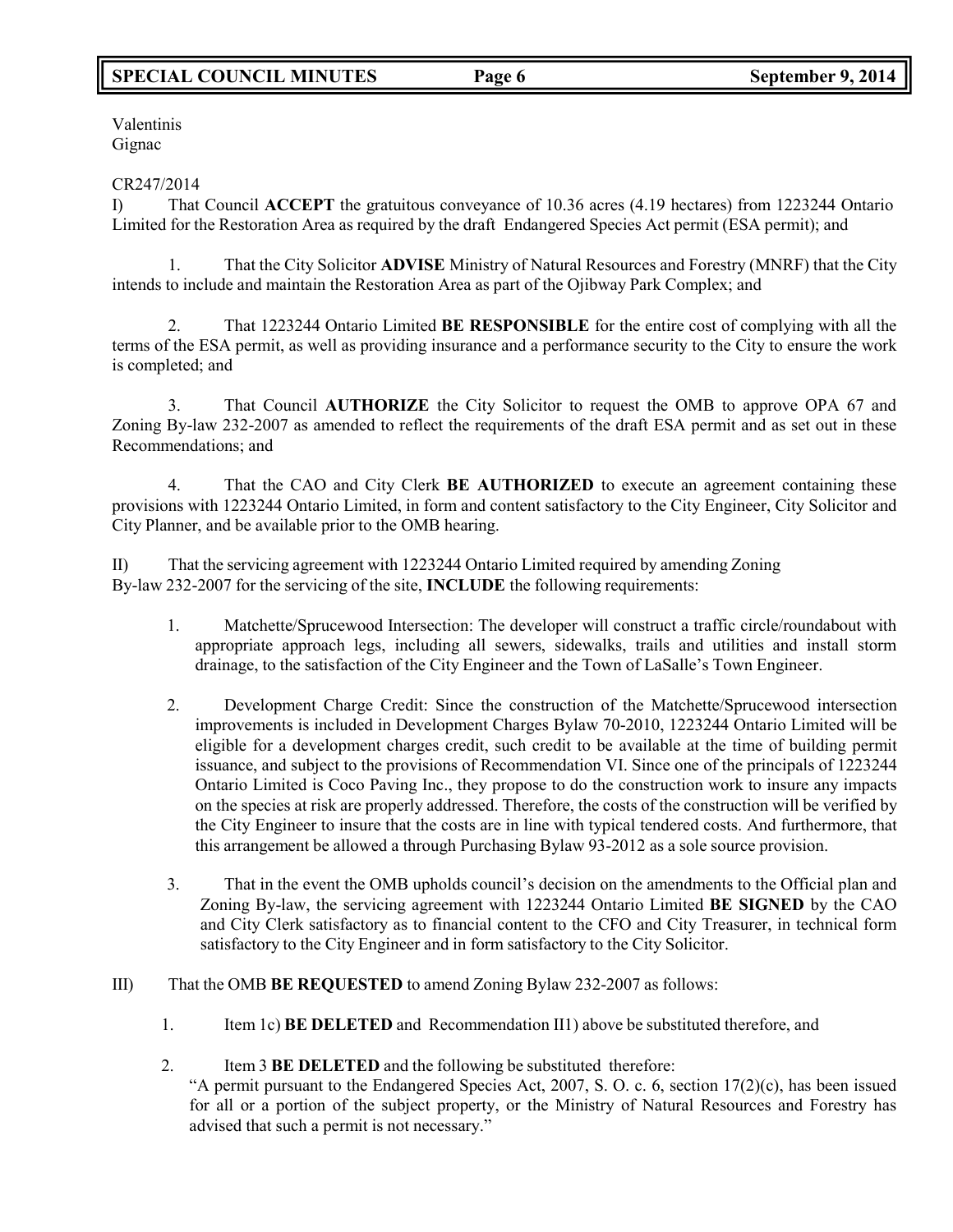Valentinis
Gignac

CR247/2014

I) That Council **ACCEPT** the gratuitous conveyance of 10.36 acres (4.19 hectares) from 1223244 Ontario Limited for the Restoration Area as required by the draft Endangered Species Act permit (ESA permit); and

1. That the City Solicitor **ADVISE** Ministry of Natural Resources and Forestry (MNRF) that the City intends to include and maintain the Restoration Area as part of the Ojibway Park Complex; and

2. That 1223244 Ontario Limited **BE RESPONSIBLE** for the entire cost of complying with all the terms of the ESA permit, as well as providing insurance and a performance security to the City to ensure the work is completed; and

3. That Council **AUTHORIZE** the City Solicitor to request the OMB to approve OPA 67 and Zoning By-law 232-2007 as amended to reflect the requirements of the draft ESA permit and as set out in these Recommendations; and

4. That the CAO and City Clerk **BE AUTHORIZED** to execute an agreement containing these provisions with 1223244 Ontario Limited, in form and content satisfactory to the City Engineer, City Solicitor and City Planner, and be available prior to the OMB hearing.

II) That the servicing agreement with 1223244 Ontario Limited required by amending Zoning By-law 232-2007 for the servicing of the site, **INCLUDE** the following requirements:

1. Matchette/Sprucewood Intersection: The developer will construct a traffic circle/roundabout with appropriate approach legs, including all sewers, sidewalks, trails and utilities and install storm drainage, to the satisfaction of the City Engineer and the Town of LaSalle's Town Engineer.

2. Development Charge Credit: Since the construction of the Matchette/Sprucewood intersection improvements is included in Development Charges Bylaw 70-2010, 1223244 Ontario Limited will be eligible for a development charges credit, such credit to be available at the time of building permit issuance, and subject to the provisions of Recommendation VI. Since one of the principals of 1223244 Ontario Limited is Coco Paving Inc., they propose to do the construction work to insure any impacts on the species at risk are properly addressed. Therefore, the costs of the construction will be verified by the City Engineer to insure that the costs are in line with typical tendered costs. And furthermore, that this arrangement be allowed a through Purchasing Bylaw 93-2012 as a sole source provision.

3. That in the event the OMB upholds council's decision on the amendments to the Official plan and Zoning By-law, the servicing agreement with 1223244 Ontario Limited **BE SIGNED** by the CAO and City Clerk satisfactory as to financial content to the CFO and City Treasurer, in technical form satisfactory to the City Engineer and in form satisfactory to the City Solicitor.

III) That the OMB **BE REQUESTED** to amend Zoning Bylaw 232-2007 as follows:

1. Item 1c) **BE DELETED** and Recommendation II1) above be substituted therefore, and

2. Item 3 **BE DELETED** and the following be substituted therefore:
"A permit pursuant to the Endangered Species Act, 2007, S. O. c. 6, section 17(2)(c), has been issued for all or a portion of the subject property, or the Ministry of Natural Resources and Forestry has advised that such a permit is not necessary."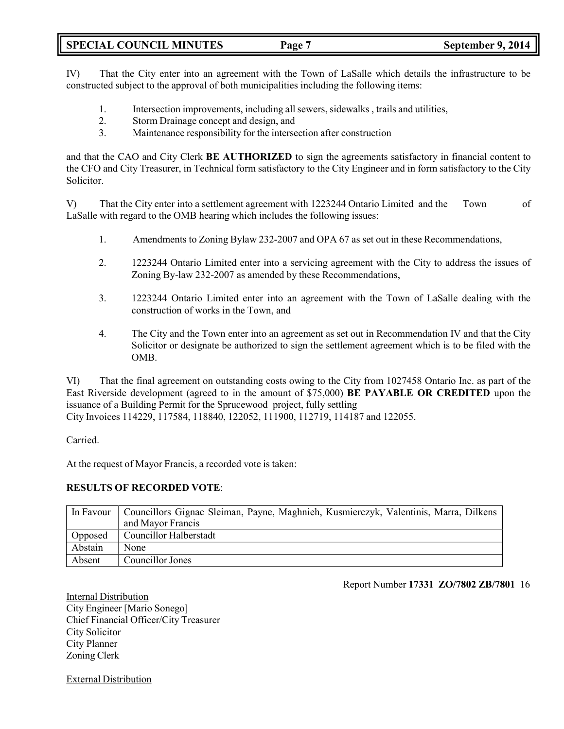IV) That the City enter into an agreement with the Town of LaSalle which details the infrastructure to be constructed subject to the approval of both municipalities including the following items:

1. Intersection improvements, including all sewers, sidewalks , trails and utilities,
2. Storm Drainage concept and design, and
3. Maintenance responsibility for the intersection after construction

and that the CAO and City Clerk **BE AUTHORIZED** to sign the agreements satisfactory in financial content to the CFO and City Treasurer, in Technical form satisfactory to the City Engineer and in form satisfactory to the City Solicitor.

V) That the City enter into a settlement agreement with 1223244 Ontario Limited and the Town of LaSalle with regard to the OMB hearing which includes the following issues:

1. Amendments to Zoning Bylaw 232-2007 and OPA 67 as set out in these Recommendations,
2. 1223244 Ontario Limited enter into a servicing agreement with the City to address the issues of Zoning By-law 232-2007 as amended by these Recommendations,
3. 1223244 Ontario Limited enter into an agreement with the Town of LaSalle dealing with the construction of works in the Town, and
4. The City and the Town enter into an agreement as set out in Recommendation IV and that the City Solicitor or designate be authorized to sign the settlement agreement which is to be filed with the OMB.

VI) That the final agreement on outstanding costs owing to the City from 1027458 Ontario Inc. as part of the East Riverside development (agreed to in the amount of $75,000) **BE PAYABLE OR CREDITED** upon the issuance of a Building Permit for the Sprucewood project, fully settling City Invoices 114229, 117584, 118840, 122052, 111900, 112719, 114187 and 122055.

Carried.

At the request of Mayor Francis, a recorded vote is taken:

**RESULTS OF RECORDED VOTE**:

| | |
|---|---|
| In Favour | Councillors Gignac Sleiman, Payne, Maghnieh, Kusmierczyk, Valentinis, Marra, Dilkens and Mayor Francis |
| Opposed | Councillor Halberstadt |
| Abstain | None |
| Absent | Councillor Jones |

Report Number **17331 ZO/7802 ZB/7801** 16

Internal Distribution
City Engineer [Mario Sonego]
Chief Financial Officer/City Treasurer
City Solicitor
City Planner
Zoning Clerk

External Distribution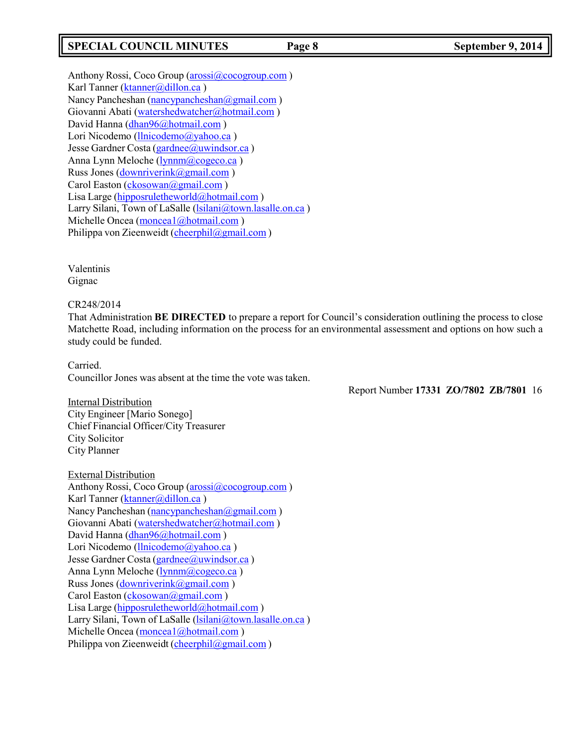Anthony Rossi, Coco Group (arossi@cocogroup.com )
Karl Tanner (ktanner@dillon.ca )
Nancy Pancheshan (nancypancheshan@gmail.com )
Giovanni Abati (watershedwatcher@hotmail.com )
David Hanna (dhan96@hotmail.com )
Lori Nicodemo (llnicodemo@yahoo.ca )
Jesse Gardner Costa (gardnee@uwindsor.ca )
Anna Lynn Meloche (lynnm@cogeco.ca )
Russ Jones (downriverink@gmail.com )
Carol Easton (ckosowan@gmail.com )
Lisa Large (hipposruletheworld@hotmail.com )
Larry Silani, Town of LaSalle (lsilani@town.lasalle.on.ca )
Michelle Oncea (moncea1@hotmail.com )
Philippa von Zieenweidt (cheerphil@gmail.com )

Valentinis
Gignac

CR248/2014
That Administration **BE DIRECTED** to prepare a report for Council's consideration outlining the process to close Matchette Road, including information on the process for an environmental assessment and options on how such a study could be funded.

Carried.
Councillor Jones was absent at the time the vote was taken.

Report Number **17331 ZO/7802 ZB/7801** 16

Internal Distribution
City Engineer [Mario Sonego]
Chief Financial Officer/City Treasurer
City Solicitor
City Planner

External Distribution
Anthony Rossi, Coco Group (arossi@cocogroup.com )
Karl Tanner (ktanner@dillon.ca )
Nancy Pancheshan (nancypancheshan@gmail.com )
Giovanni Abati (watershedwatcher@hotmail.com )
David Hanna (dhan96@hotmail.com )
Lori Nicodemo (llnicodemo@yahoo.ca )
Jesse Gardner Costa (gardnee@uwindsor.ca )
Anna Lynn Meloche (lynnm@cogeco.ca )
Russ Jones (downriverink@gmail.com )
Carol Easton (ckosowan@gmail.com )
Lisa Large (hipposruletheworld@hotmail.com )
Larry Silani, Town of LaSalle (lsilani@town.lasalle.on.ca )
Michelle Oncea (moncea1@hotmail.com )
Philippa von Zieenweidt (cheerphil@gmail.com )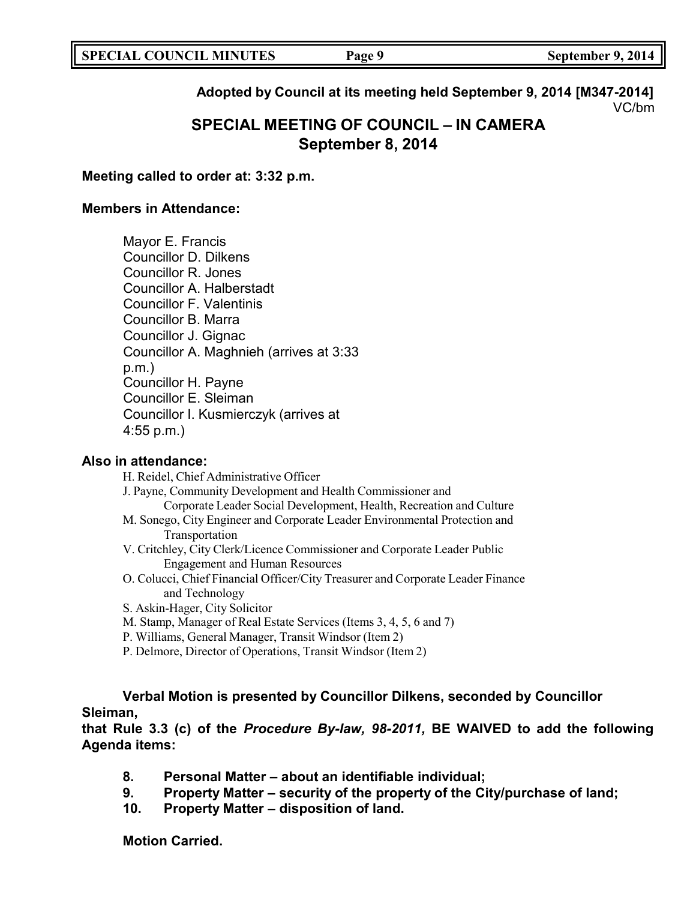**Adopted by Council at its meeting held September 9, 2014 [M347-2014]**
VC/bm

# SPECIAL MEETING OF COUNCIL – IN CAMERA
## September 8, 2014

**Meeting called to order at: 3:32 p.m.**

**Members in Attendance:**

Mayor E. Francis
Councillor D. Dilkens
Councillor R. Jones
Councillor A. Halberstadt
Councillor F. Valentinis
Councillor B. Marra
Councillor J. Gignac
Councillor A. Maghnieh (arrives at 3:33 p.m.)
Councillor H. Payne
Councillor E. Sleiman
Councillor I. Kusmierczyk (arrives at 4:55 p.m.)

**Also in attendance:**

H. Reidel, Chief Administrative Officer
J. Payne, Community Development and Health Commissioner and Corporate Leader Social Development, Health, Recreation and Culture
M. Sonego, City Engineer and Corporate Leader Environmental Protection and Transportation
V. Critchley, City Clerk/Licence Commissioner and Corporate Leader Public Engagement and Human Resources
O. Colucci, Chief Financial Officer/City Treasurer and Corporate Leader Finance and Technology
S. Askin-Hager, City Solicitor
M. Stamp, Manager of Real Estate Services (Items 3, 4, 5, 6 and 7)
P. Williams, General Manager, Transit Windsor (Item 2)
P. Delmore, Director of Operations, Transit Windsor (Item 2)

**Verbal Motion is presented by Councillor Dilkens, seconded by Councillor Sleiman,**
**that Rule 3.3 (c) of the *Procedure By-law, 98-2011,* BE WAIVED to add the following Agenda items:**

**8. Personal Matter – about an identifiable individual;**
**9. Property Matter – security of the property of the City/purchase of land;**
**10. Property Matter – disposition of land.**

**Motion Carried.**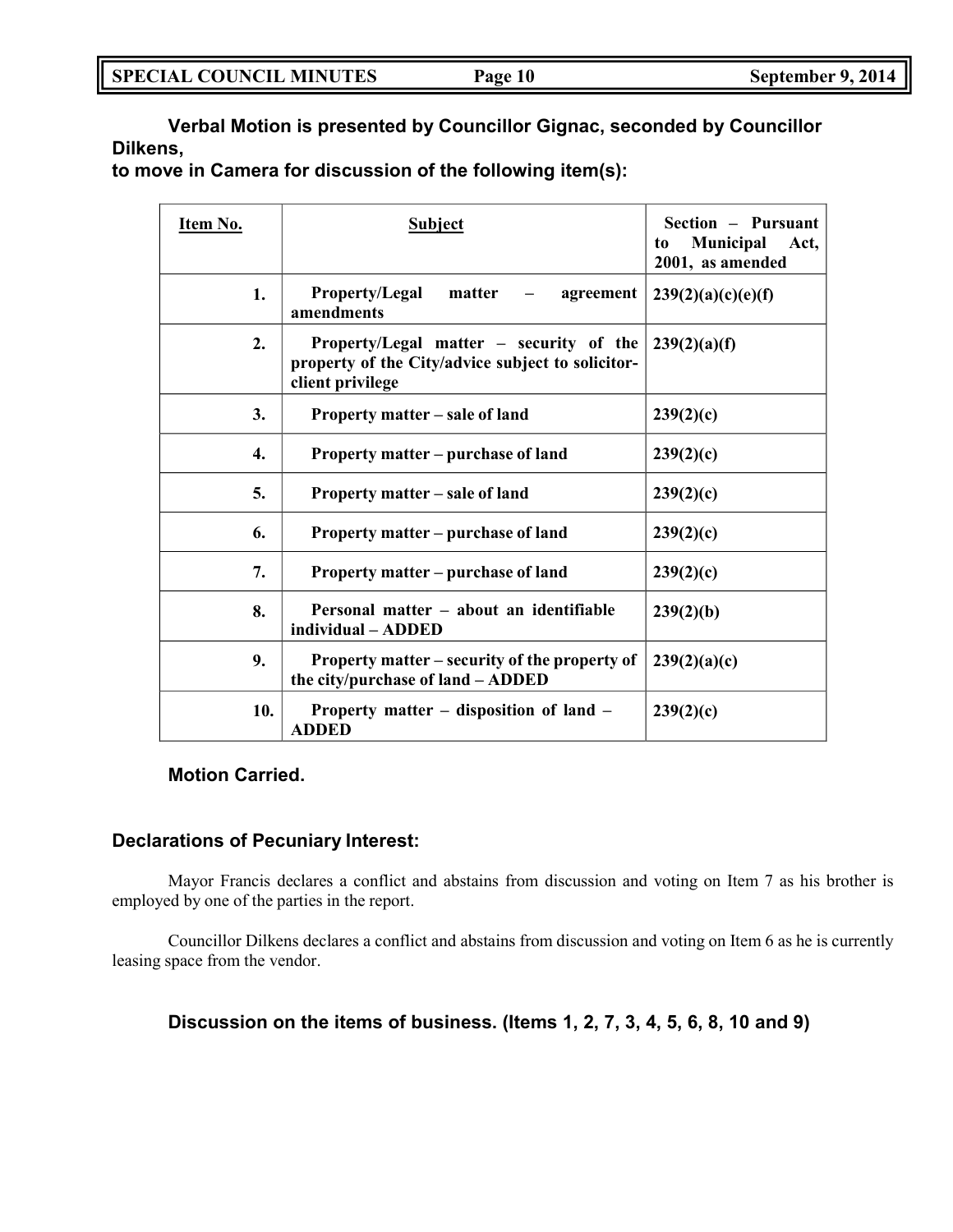**Verbal Motion is presented by Councillor Gignac, seconded by Councillor Dilkens,**
**to move in Camera for discussion of the following item(s):**

| Item No. | Subject | Section – Pursuant to Municipal Act, 2001, as amended |
|---|---|---|
| 1. | Property/Legal matter – agreement amendments | 239(2)(a)(c)(e)(f) |
| 2. | Property/Legal matter – security of the property of the City/advice subject to solicitor-client privilege | 239(2)(a)(f) |
| 3. | Property matter – sale of land | 239(2)(c) |
| 4. | Property matter – purchase of land | 239(2)(c) |
| 5. | Property matter – sale of land | 239(2)(c) |
| 6. | Property matter – purchase of land | 239(2)(c) |
| 7. | Property matter – purchase of land | 239(2)(c) |
| 8. | Personal matter – about an identifiable individual – ADDED | 239(2)(b) |
| 9. | Property matter – security of the property of the city/purchase of land – ADDED | 239(2)(a)(c) |
| 10. | Property matter – disposition of land – ADDED | 239(2)(c) |

**Motion Carried.**

## Declarations of Pecuniary Interest:

Mayor Francis declares a conflict and abstains from discussion and voting on Item 7 as his brother is employed by one of the parties in the report.

Councillor Dilkens declares a conflict and abstains from discussion and voting on Item 6 as he is currently leasing space from the vendor.

**Discussion on the items of business. (Items 1, 2, 7, 3, 4, 5, 6, 8, 10 and 9)**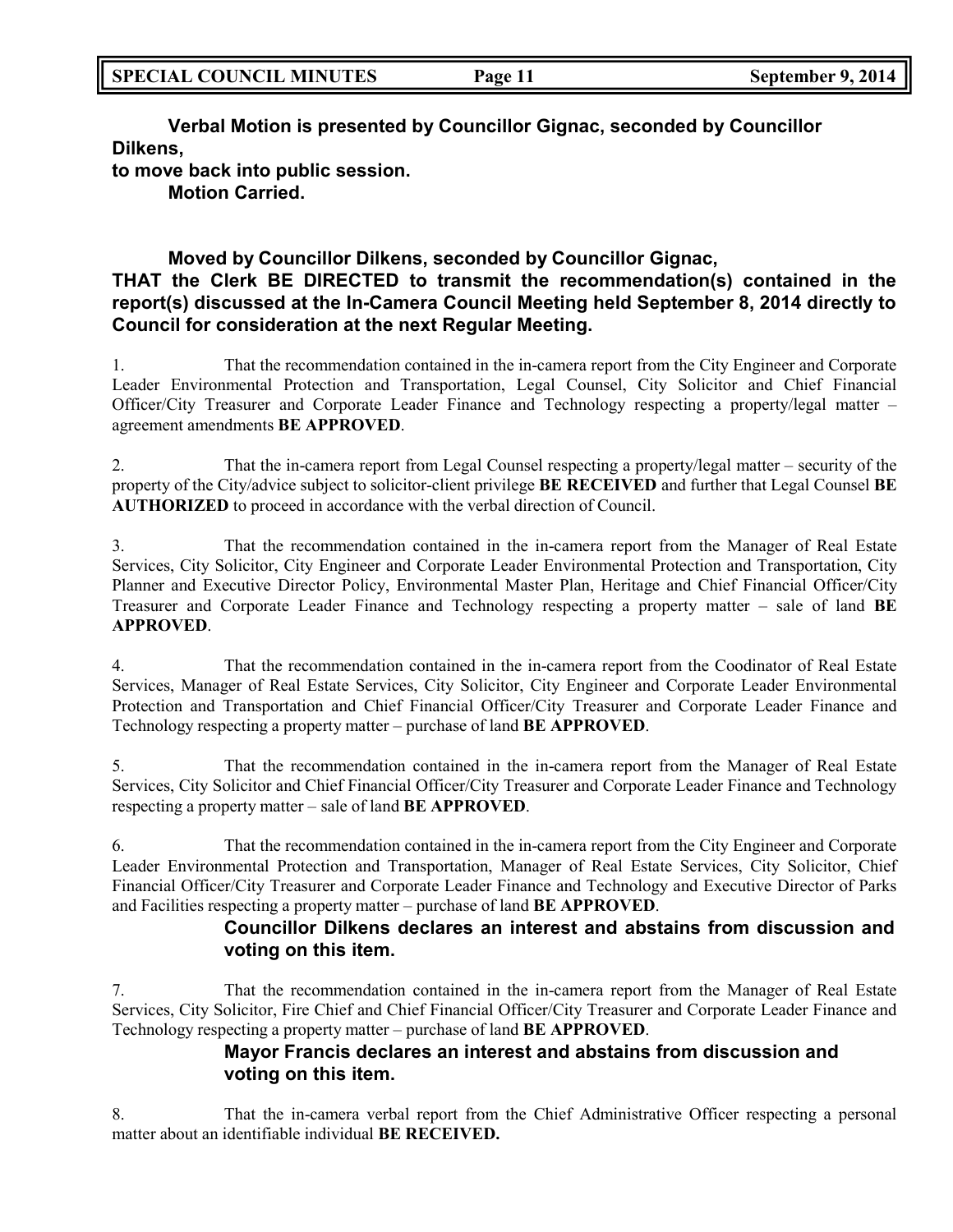**Verbal Motion is presented by Councillor Gignac, seconded by Councillor Dilkens,**
**to move back into public session.**
**Motion Carried.**

**Moved by Councillor Dilkens, seconded by Councillor Gignac,**
**THAT the Clerk BE DIRECTED to transmit the recommendation(s) contained in the report(s) discussed at the In-Camera Council Meeting held September 8, 2014 directly to Council for consideration at the next Regular Meeting.**

1. That the recommendation contained in the in-camera report from the City Engineer and Corporate Leader Environmental Protection and Transportation, Legal Counsel, City Solicitor and Chief Financial Officer/City Treasurer and Corporate Leader Finance and Technology respecting a property/legal matter – agreement amendments **BE APPROVED**.

2. That the in-camera report from Legal Counsel respecting a property/legal matter – security of the property of the City/advice subject to solicitor-client privilege **BE RECEIVED** and further that Legal Counsel **BE AUTHORIZED** to proceed in accordance with the verbal direction of Council.

3. That the recommendation contained in the in-camera report from the Manager of Real Estate Services, City Solicitor, City Engineer and Corporate Leader Environmental Protection and Transportation, City Planner and Executive Director Policy, Environmental Master Plan, Heritage and Chief Financial Officer/City Treasurer and Corporate Leader Finance and Technology respecting a property matter – sale of land **BE APPROVED**.

4. That the recommendation contained in the in-camera report from the Coodinator of Real Estate Services, Manager of Real Estate Services, City Solicitor, City Engineer and Corporate Leader Environmental Protection and Transportation and Chief Financial Officer/City Treasurer and Corporate Leader Finance and Technology respecting a property matter – purchase of land **BE APPROVED**.

5. That the recommendation contained in the in-camera report from the Manager of Real Estate Services, City Solicitor and Chief Financial Officer/City Treasurer and Corporate Leader Finance and Technology respecting a property matter – sale of land **BE APPROVED**.

6. That the recommendation contained in the in-camera report from the City Engineer and Corporate Leader Environmental Protection and Transportation, Manager of Real Estate Services, City Solicitor, Chief Financial Officer/City Treasurer and Corporate Leader Finance and Technology and Executive Director of Parks and Facilities respecting a property matter – purchase of land **BE APPROVED**.

**Councillor Dilkens declares an interest and abstains from discussion and voting on this item.**

7. That the recommendation contained in the in-camera report from the Manager of Real Estate Services, City Solicitor, Fire Chief and Chief Financial Officer/City Treasurer and Corporate Leader Finance and Technology respecting a property matter – purchase of land **BE APPROVED**.

**Mayor Francis declares an interest and abstains from discussion and voting on this item.**

8. That the in-camera verbal report from the Chief Administrative Officer respecting a personal matter about an identifiable individual **BE RECEIVED.**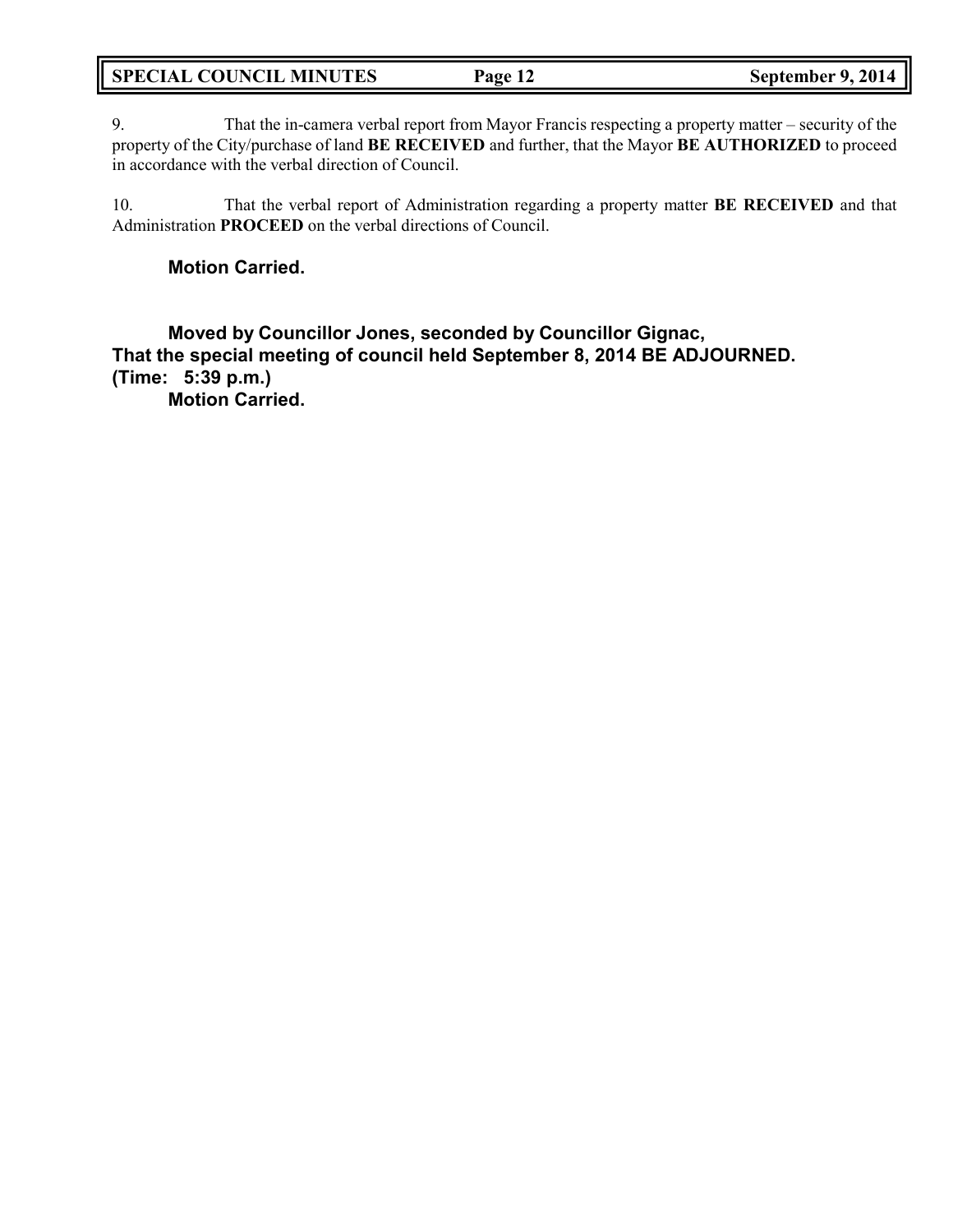9. That the in-camera verbal report from Mayor Francis respecting a property matter – security of the property of the City/purchase of land **BE RECEIVED** and further, that the Mayor **BE AUTHORIZED** to proceed in accordance with the verbal direction of Council.

10. That the verbal report of Administration regarding a property matter **BE RECEIVED** and that Administration **PROCEED** on the verbal directions of Council.

**Motion Carried.**

**Moved by Councillor Jones, seconded by Councillor Gignac,**
**That the special meeting of council held September 8, 2014 BE ADJOURNED.**
**(Time: 5:39 p.m.)**
**Motion Carried.**